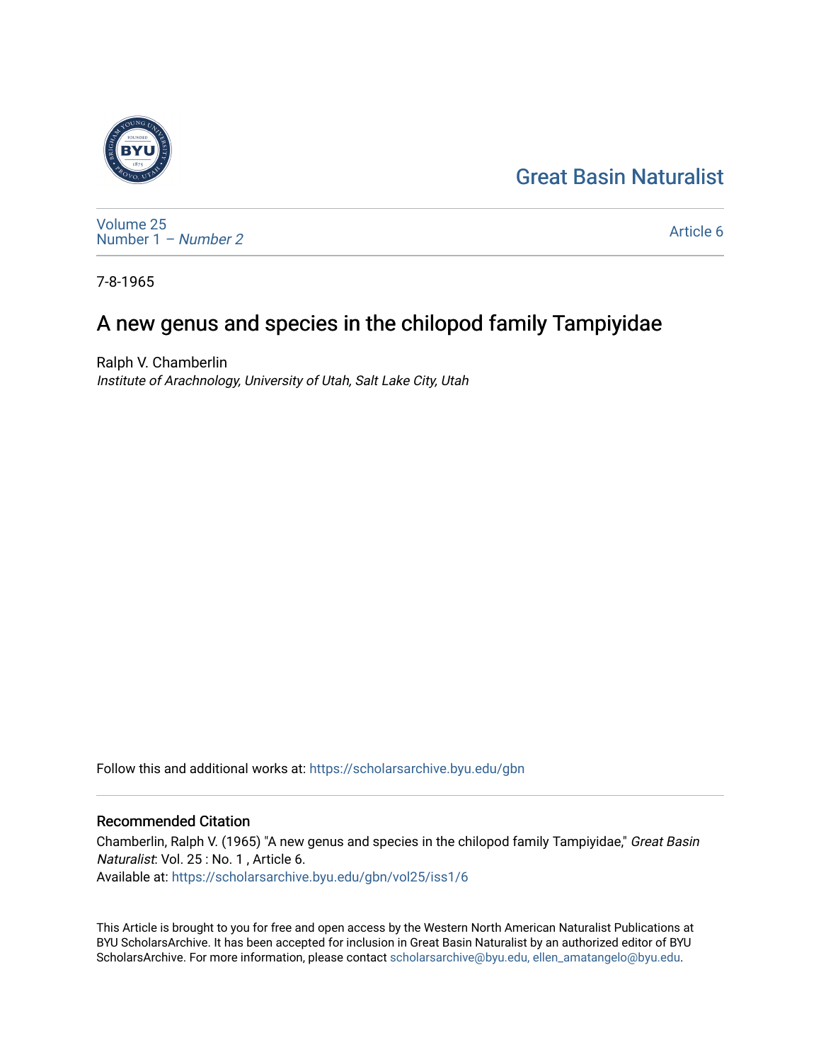Great Basin Naturalist

Volume 25
Number 1 – *Number 2*

Article 6

7-8-1965

# A new genus and species in the chilopod family Tampiyidae

Ralph V. Chamberlin
*Institute of Arachnology, University of Utah, Salt Lake City, Utah*

Follow this and additional works at: https://scholarsarchive.byu.edu/gbn

## Recommended Citation

Chamberlin, Ralph V. (1965) "A new genus and species in the chilopod family Tampiyidae," *Great Basin Naturalist*: Vol. 25 : No. 1 , Article 6.
Available at: https://scholarsarchive.byu.edu/gbn/vol25/iss1/6

This Article is brought to you for free and open access by the Western North American Naturalist Publications at BYU ScholarsArchive. It has been accepted for inclusion in Great Basin Naturalist by an authorized editor of BYU ScholarsArchive. For more information, please contact scholarsarchive@byu.edu, ellen_amatangelo@byu.edu.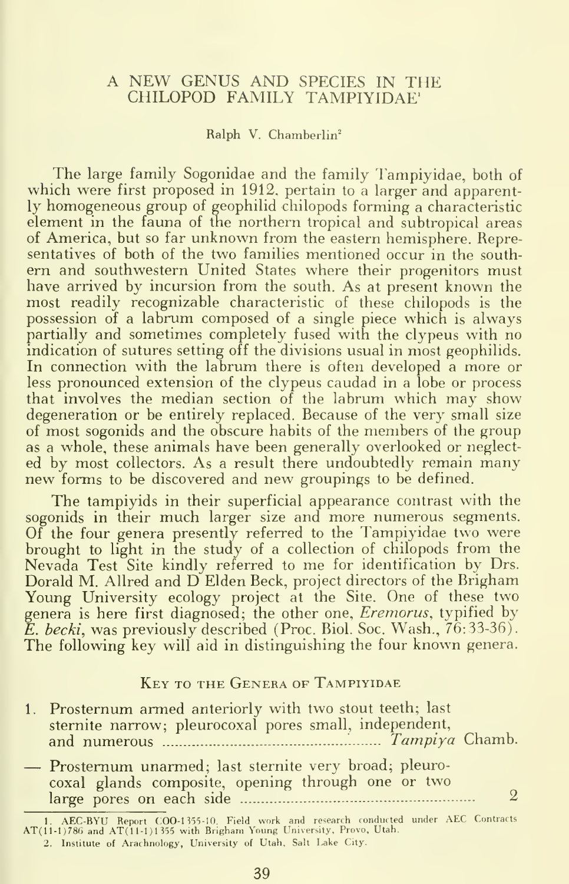# A NEW GENUS AND SPECIES IN THE CHILOPOD FAMILY TAMPIYIDAE[1]

Ralph V. Chamberlin[2]

The large family Sogonidae and the family Tampiyidae, both of which were first proposed in 1912, pertain to a larger and apparently homogeneous group of geophilid chilopods forming a characteristic element in the fauna of the northern tropical and subtropical areas of America, but so far unknown from the eastern hemisphere. Representatives of both of the two families mentioned occur in the southern and southwestern United States where their progenitors must have arrived by incursion from the south. As at present known the most readily recognizable characteristic of these chilopods is the possession of a labrum composed of a single piece which is always partially and sometimes completely fused with the clypeus with no indication of sutures setting off the divisions usual in most geophilids. In connection with the labrum there is often developed a more or less pronounced extension of the clypeus caudad in a lobe or process that involves the median section of the labrum which may show degeneration or be entirely replaced. Because of the very small size of most sogonids and the obscure habits of the members of the group as a whole, these animals have been generally overlooked or neglected by most collectors. As a result there undoubtedly remain many new forms to be discovered and new groupings to be defined.

The tampiyids in their superficial appearance contrast with the sogonids in their much larger size and more numerous segments. Of the four genera presently referred to the Tampiyidae two were brought to light in the study of a collection of chilopods from the Nevada Test Site kindly referred to me for identification by Drs. Dorald M. Allred and D Elden Beck, project directors of the Brigham Young University ecology project at the Site. One of these two genera is here first diagnosed; the other one, *Eremorus*, typified by *E. becki*, was previously described (Proc. Biol. Soc. Wash., 76:33-36). The following key will aid in distinguishing the four known genera.

## Key to the Genera of Tampiyidae

1. Prosternum armed anteriorly with two stout teeth; last sternite narrow; pleurocoxal pores small, independent, and numerous ........ *Tampiya* Chamb.

— Prosternum unarmed; last sternite very broad; pleurocoxal glands composite, opening through one or two large pores on each side ........ 2

---

1. AEC-BYU Report COO-1355-10. Field work and research conducted under AEC Contracts AT(11-1)786 and AT(11-1)1355 with Brigham Young University, Provo, Utah.

2. Institute of Arachnology, University of Utah, Salt Lake City.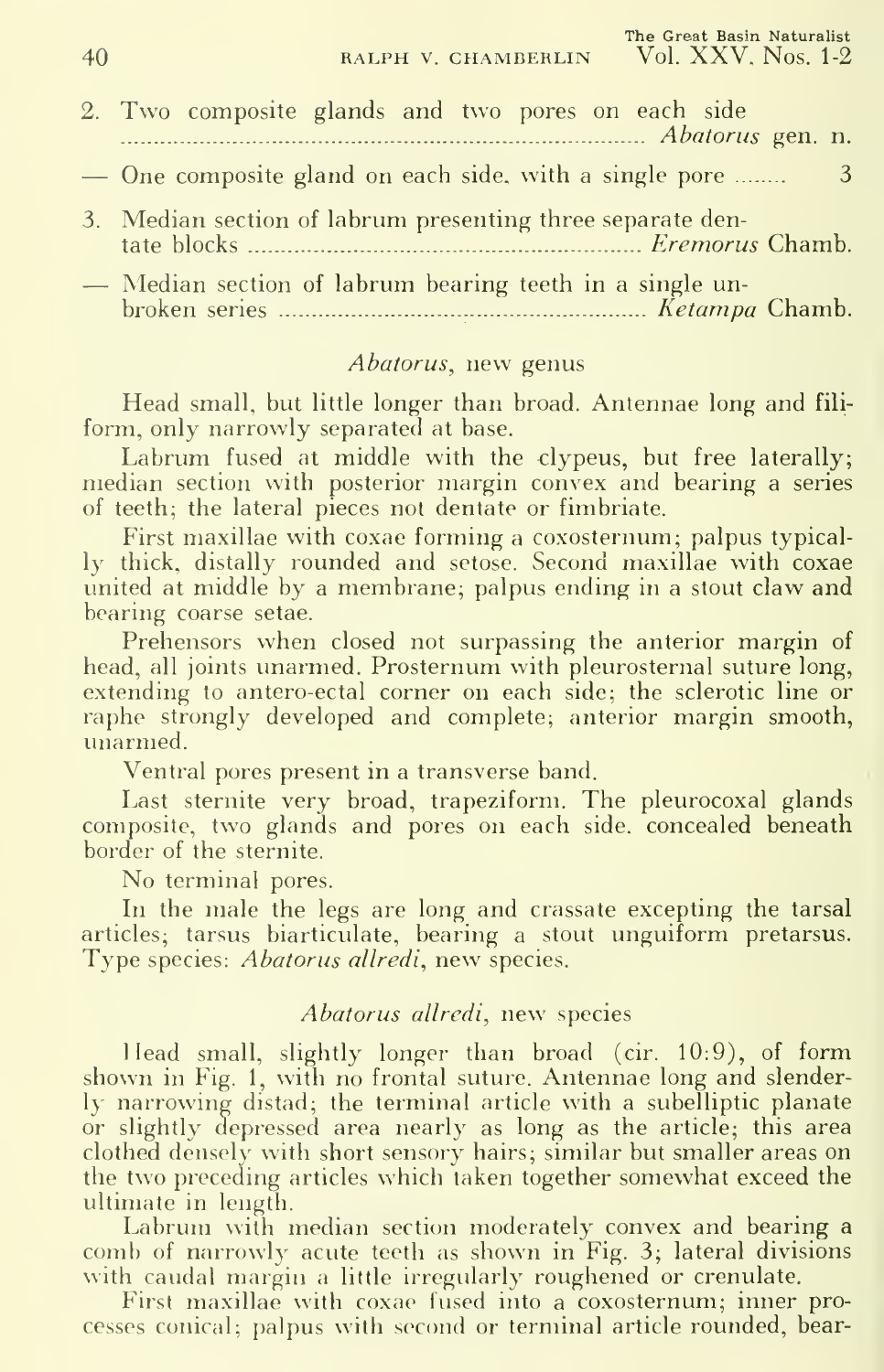2. Two composite glands and two pores on each side ........................................ *Abatorus* gen. n.

— One composite gland on each side, with a single pore ........ 3

3. Median section of labrum presenting three separate dentate blocks .................................................. *Eremorus* Chamb.

— Median section of labrum bearing teeth in a single unbroken series .................................................. *Ketampa* Chamb.

### *Abatorus*, new genus

Head small, but little longer than broad. Antennae long and filiform, only narrowly separated at base.

Labrum fused at middle with the clypeus, but free laterally; median section with posterior margin convex and bearing a series of teeth; the lateral pieces not dentate or fimbriate.

First maxillae with coxae forming a coxosternum; palpus typically thick, distally rounded and setose. Second maxillae with coxae united at middle by a membrane; palpus ending in a stout claw and bearing coarse setae.

Prehensors when closed not surpassing the anterior margin of head, all joints unarmed. Prosternum with pleurosternal suture long, extending to antero-ectal corner on each side; the sclerotic line or raphe strongly developed and complete; anterior margin smooth, unarmed.

Ventral pores present in a transverse band.

Last sternite very broad, trapeziform. The pleurocoxal glands composite, two glands and pores on each side, concealed beneath border of the sternite.

No terminal pores.

In the male the legs are long and crassate excepting the tarsal articles; tarsus biarticulate, bearing a stout unguiform pretarsus. Type species: *Abatorus allredi*, new species.

### *Abatorus allredi*, new species

Head small, slightly longer than broad (cir. 10:9), of form shown in Fig. 1, with no frontal suture. Antennae long and slenderly narrowing distad; the terminal article with a subelliptic planate or slightly depressed area nearly as long as the article; this area clothed densely with short sensory hairs; similar but smaller areas on the two preceding articles which taken together somewhat exceed the ultimate in length.

Labrum with median section moderately convex and bearing a comb of narrowly acute teeth as shown in Fig. 3; lateral divisions with caudal margin a little irregularly roughened or crenulate.

First maxillae with coxae fused into a coxosternum; inner processes conical; palpus with second or terminal article rounded, bear-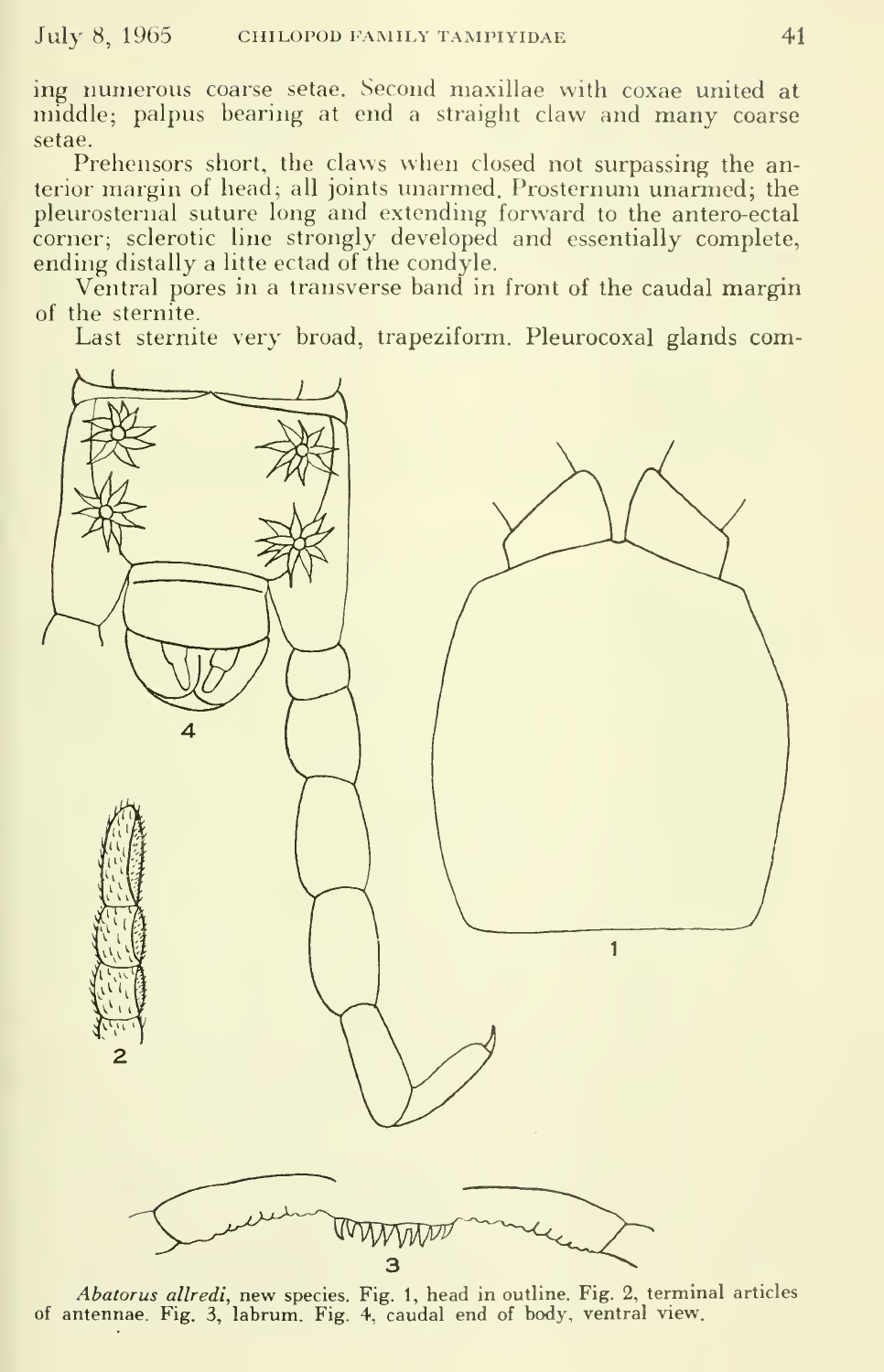ing numerous coarse setae. Second maxillae with coxae united at middle; palpus bearing at end a straight claw and many coarse setae.

Prehensors short, the claws when closed not surpassing the anterior margin of head; all joints unarmed. Prosternum unarmed; the pleurosternal suture long and extending forward to the antero-ectal corner; sclerotic line strongly developed and essentially complete, ending distally a litte ectad of the condyle.

Ventral pores in a transverse band in front of the caudal margin of the sternite.

Last sternite very broad, trapeziform. Pleurocoxal glands com-

*Abatorus allredi*, new species. Fig. 1, head in outline. Fig. 2, terminal articles of antennae. Fig. 3, labrum. Fig. 4, caudal end of body, ventral view.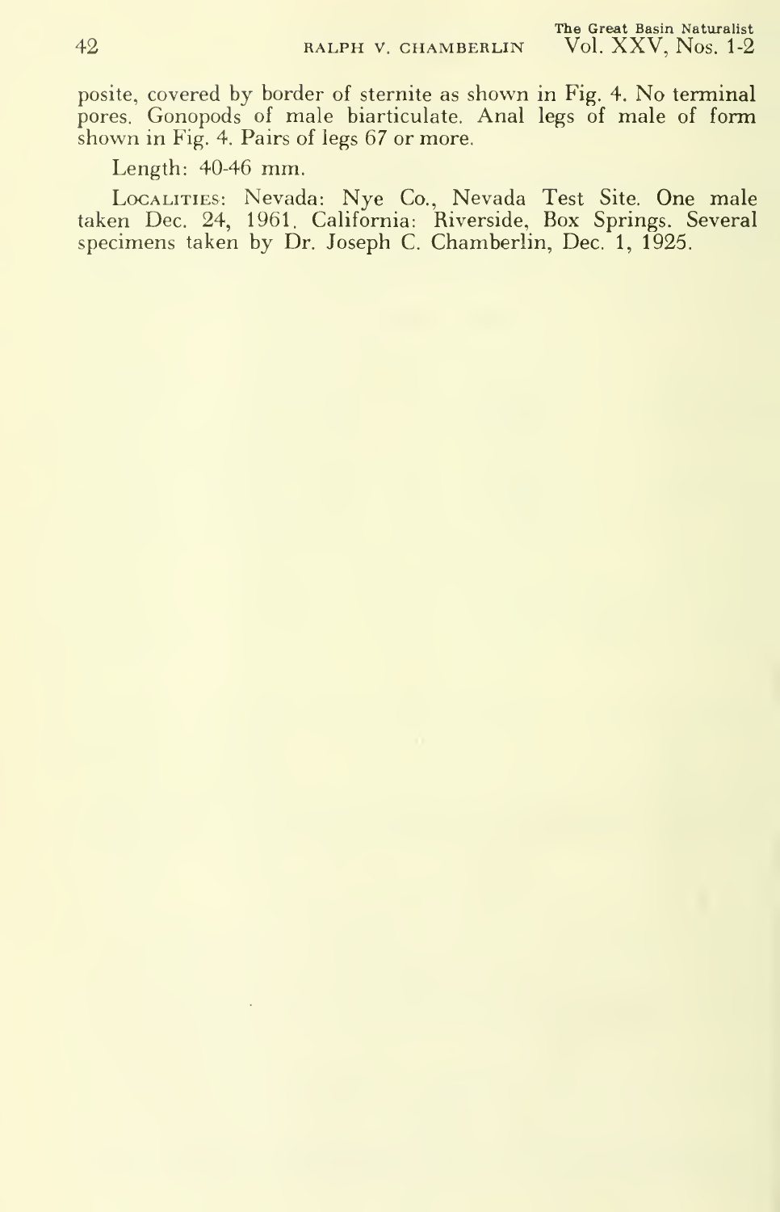posite, covered by border of sternite as shown in Fig. 4. No terminal pores. Gonopods of male biarticulate. Anal legs of male of form shown in Fig. 4. Pairs of legs 67 or more.

Length: 40-46 mm.

LOCALITIES: Nevada: Nye Co., Nevada Test Site. One male taken Dec. 24, 1961. California: Riverside, Box Springs. Several specimens taken by Dr. Joseph C. Chamberlin, Dec. 1, 1925.